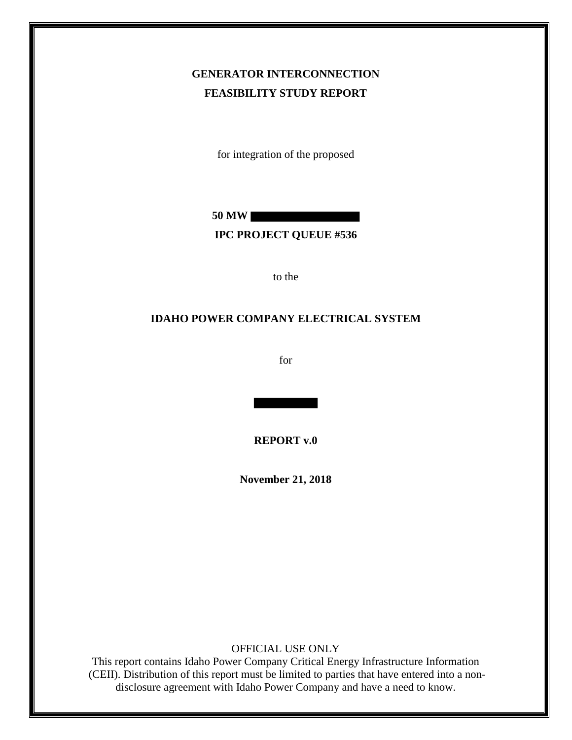**GENERATOR INTERCONNECTION**

**FEASIBILITY STUDY REPORT**

for integration of the proposed

**50 MW ██████████**

**IPC PROJECT QUEUE #536**

to the

**IDAHO POWER COMPANY ELECTRICAL SYSTEM**

for

██████

**REPORT v.0**

**November 21, 2018**

OFFICIAL USE ONLY

This report contains Idaho Power Company Critical Energy Infrastructure Information (CEII). Distribution of this report must be limited to parties that have entered into a non-disclosure agreement with Idaho Power Company and have a need to know.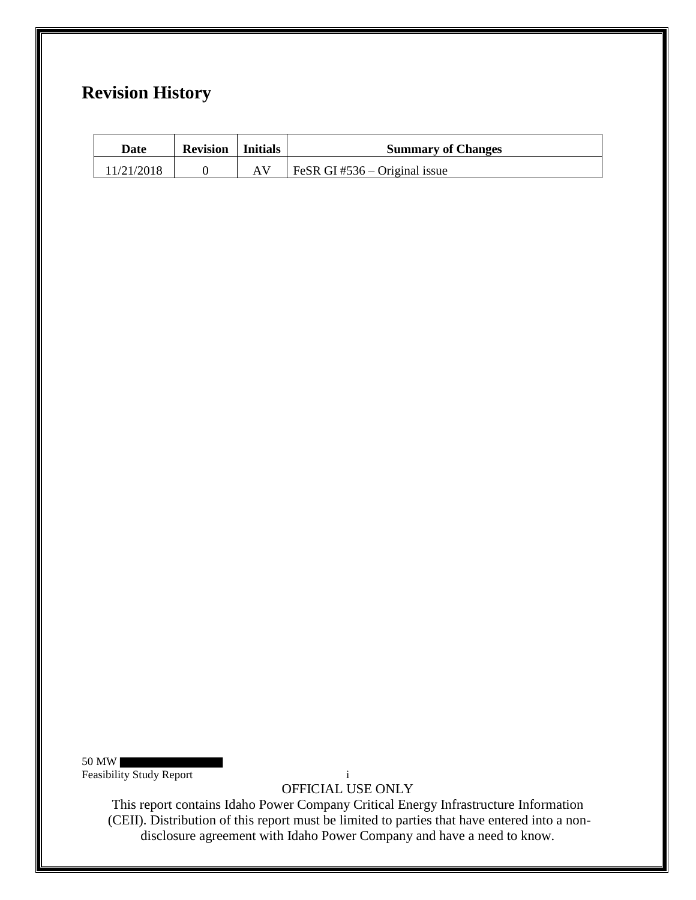## Revision History

| Date | Revision | Initials | Summary of Changes |
| --- | --- | --- | --- |
| 11/21/2018 | 0 | AV | FeSR GI #536 – Original issue |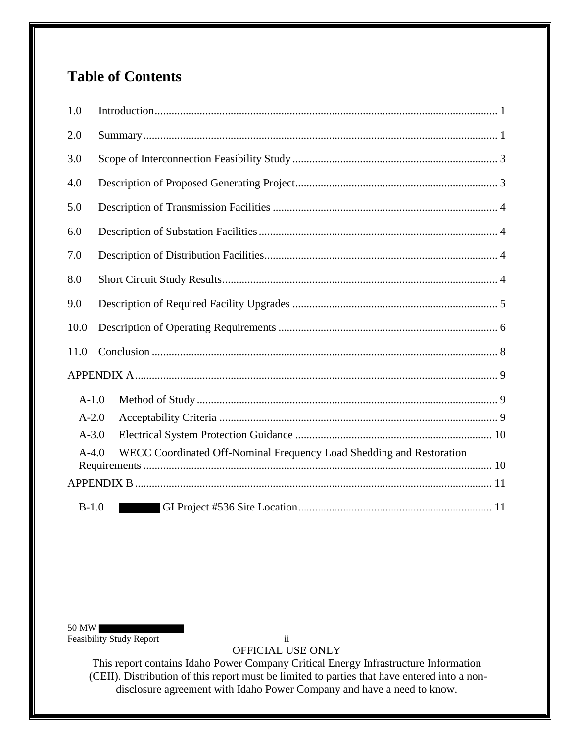# Table of Contents

1.0 Introduction ........................................................................................................................ 1

2.0 Summary ............................................................................................................................. 1

3.0 Scope of Interconnection Feasibility Study ........................................................................ 3

4.0 Description of Proposed Generating Project ....................................................................... 3

5.0 Description of Transmission Facilities ............................................................................... 4

6.0 Description of Substation Facilities .................................................................................... 4

7.0 Description of Distribution Facilities .................................................................................. 4

8.0 Short Circuit Study Results ................................................................................................. 4

9.0 Description of Required Facility Upgrades ........................................................................ 5

10.0 Description of Operating Requirements ............................................................................. 6

11.0 Conclusion .......................................................................................................................... 8

APPENDIX A ............................................................................................................................... 9

A-1.0 Method of Study .......................................................................................................... 9

A-2.0 Acceptability Criteria .................................................................................................. 9

A-3.0 Electrical System Protection Guidance ..................................................................... 10

A-4.0 WECC Coordinated Off-Nominal Frequency Load Shedding and Restoration Requirements ........................................................................................................................... 10

APPENDIX B ............................................................................................................................. 11

B-1.0 ██████ GI Project #536 Site Location .................................................................... 11

OFFICIAL USE ONLY

This report contains Idaho Power Company Critical Energy Infrastructure Information (CEII). Distribution of this report must be limited to parties that have entered into a non-disclosure agreement with Idaho Power Company and have a need to know.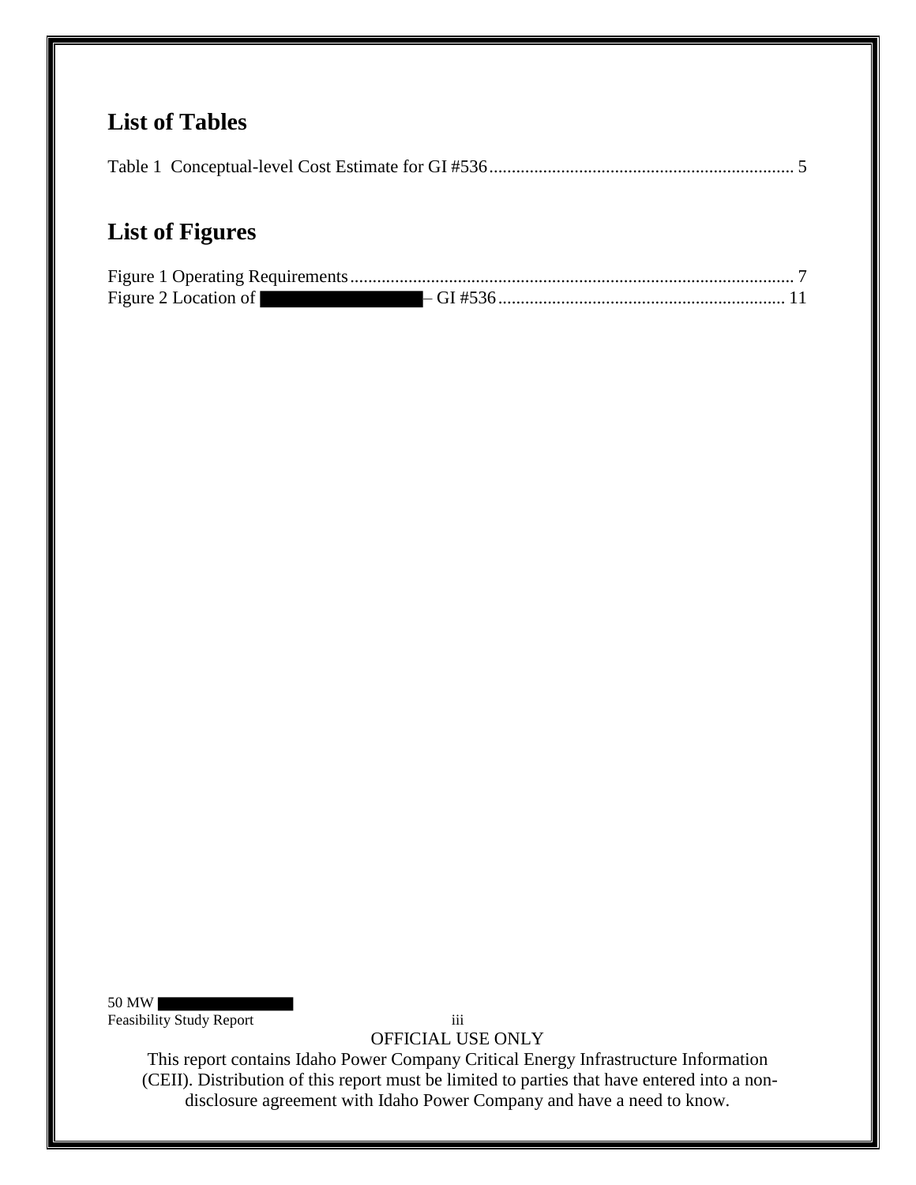## List of Tables

Table 1 Conceptual-level Cost Estimate for GI #536 ........................................................... 5

## List of Figures

Figure 1 Operating Requirements ........................................................................................ 7
Figure 2 Location of ██████████ – GI #536 ................................................................ 11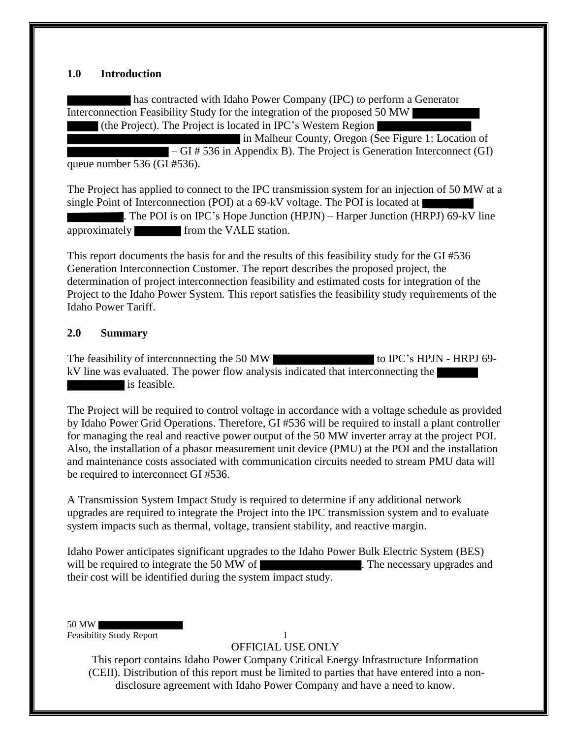## 1.0 Introduction

has contracted with Idaho Power Company (IPC) to perform a Generator Interconnection Feasibility Study for the integration of the proposed 50 MW (the Project). The Project is located in IPC's Western Region in Malheur County, Oregon (See Figure 1: Location of – GI # 536 in Appendix B). The Project is Generation Interconnect (GI) queue number 536 (GI #536).

The Project has applied to connect to the IPC transmission system for an injection of 50 MW at a single Point of Interconnection (POI) at a 69-kV voltage. The POI is located at . The POI is on IPC's Hope Junction (HPJN) – Harper Junction (HRPJ) 69-kV line approximately from the VALE station.

This report documents the basis for and the results of this feasibility study for the GI #536 Generation Interconnection Customer. The report describes the proposed project, the determination of project interconnection feasibility and estimated costs for integration of the Project to the Idaho Power System. This report satisfies the feasibility study requirements of the Idaho Power Tariff.

## 2.0 Summary

The feasibility of interconnecting the 50 MW to IPC's HPJN - HRPJ 69-kV line was evaluated. The power flow analysis indicated that interconnecting the is feasible.

The Project will be required to control voltage in accordance with a voltage schedule as provided by Idaho Power Grid Operations. Therefore, GI #536 will be required to install a plant controller for managing the real and reactive power output of the 50 MW inverter array at the project POI. Also, the installation of a phasor measurement unit device (PMU) at the POI and the installation and maintenance costs associated with communication circuits needed to stream PMU data will be required to interconnect GI #536.

A Transmission System Impact Study is required to determine if any additional network upgrades are required to integrate the Project into the IPC transmission system and to evaluate system impacts such as thermal, voltage, transient stability, and reactive margin.

Idaho Power anticipates significant upgrades to the Idaho Power Bulk Electric System (BES) will be required to integrate the 50 MW of . The necessary upgrades and their cost will be identified during the system impact study.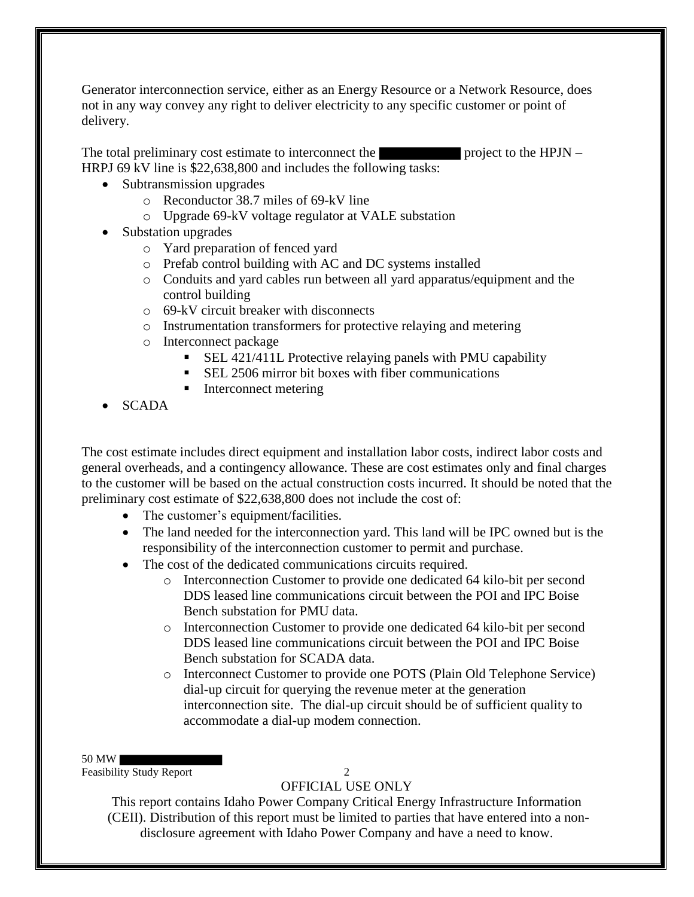Generator interconnection service, either as an Energy Resource or a Network Resource, does not in any way convey any right to deliver electricity to any specific customer or point of delivery.

The total preliminary cost estimate to interconnect the ██████ project to the HPJN – HRPJ 69 kV line is $22,638,800 and includes the following tasks:

- Subtransmission upgrades
  - Reconductor 38.7 miles of 69-kV line
  - Upgrade 69-kV voltage regulator at VALE substation
- Substation upgrades
  - Yard preparation of fenced yard
  - Prefab control building with AC and DC systems installed
  - Conduits and yard cables run between all yard apparatus/equipment and the control building
  - 69-kV circuit breaker with disconnects
  - Instrumentation transformers for protective relaying and metering
  - Interconnect package
    - SEL 421/411L Protective relaying panels with PMU capability
    - SEL 2506 mirror bit boxes with fiber communications
    - Interconnect metering
- SCADA

The cost estimate includes direct equipment and installation labor costs, indirect labor costs and general overheads, and a contingency allowance. These are cost estimates only and final charges to the customer will be based on the actual construction costs incurred. It should be noted that the preliminary cost estimate of $22,638,800 does not include the cost of:

- The customer's equipment/facilities.
- The land needed for the interconnection yard. This land will be IPC owned but is the responsibility of the interconnection customer to permit and purchase.
- The cost of the dedicated communications circuits required.
  - Interconnection Customer to provide one dedicated 64 kilo-bit per second DDS leased line communications circuit between the POI and IPC Boise Bench substation for PMU data.
  - Interconnection Customer to provide one dedicated 64 kilo-bit per second DDS leased line communications circuit between the POI and IPC Boise Bench substation for SCADA data.
  - Interconnect Customer to provide one POTS (Plain Old Telephone Service) dial-up circuit for querying the revenue meter at the generation interconnection site. The dial-up circuit should be of sufficient quality to accommodate a dial-up modem connection.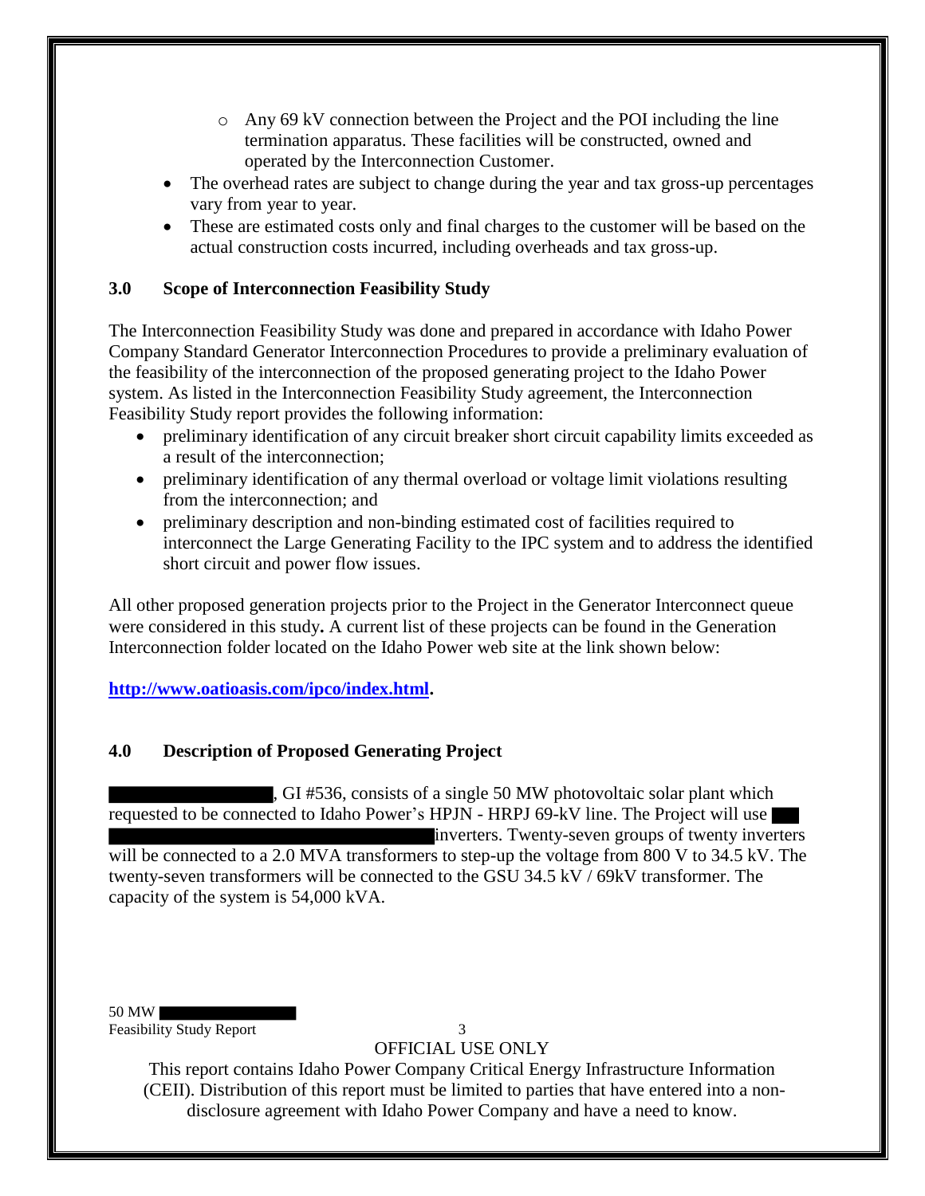- Any 69 kV connection between the Project and the POI including the line termination apparatus. These facilities will be constructed, owned and operated by the Interconnection Customer.
- The overhead rates are subject to change during the year and tax gross-up percentages vary from year to year.
- These are estimated costs only and final charges to the customer will be based on the actual construction costs incurred, including overheads and tax gross-up.

## 3.0 Scope of Interconnection Feasibility Study

The Interconnection Feasibility Study was done and prepared in accordance with Idaho Power Company Standard Generator Interconnection Procedures to provide a preliminary evaluation of the feasibility of the interconnection of the proposed generating project to the Idaho Power system. As listed in the Interconnection Feasibility Study agreement, the Interconnection Feasibility Study report provides the following information:

- preliminary identification of any circuit breaker short circuit capability limits exceeded as a result of the interconnection;
- preliminary identification of any thermal overload or voltage limit violations resulting from the interconnection; and
- preliminary description and non-binding estimated cost of facilities required to interconnect the Large Generating Facility to the IPC system and to address the identified short circuit and power flow issues.

All other proposed generation projects prior to the Project in the Generator Interconnect queue were considered in this study**.** A current list of these projects can be found in the Generation Interconnection folder located on the Idaho Power web site at the link shown below:

**http://www.oatioasis.com/ipco/index.html.**

## 4.0 Description of Proposed Generating Project

██████████, GI #536, consists of a single 50 MW photovoltaic solar plant which requested to be connected to Idaho Power's HPJN - HRPJ 69-kV line. The Project will use ██ ████████████████████ inverters. Twenty-seven groups of twenty inverters will be connected to a 2.0 MVA transformers to step-up the voltage from 800 V to 34.5 kV. The twenty-seven transformers will be connected to the GSU 34.5 kV / 69kV transformer. The capacity of the system is 54,000 kVA.

OFFICIAL USE ONLY

This report contains Idaho Power Company Critical Energy Infrastructure Information (CEII). Distribution of this report must be limited to parties that have entered into a non-disclosure agreement with Idaho Power Company and have a need to know.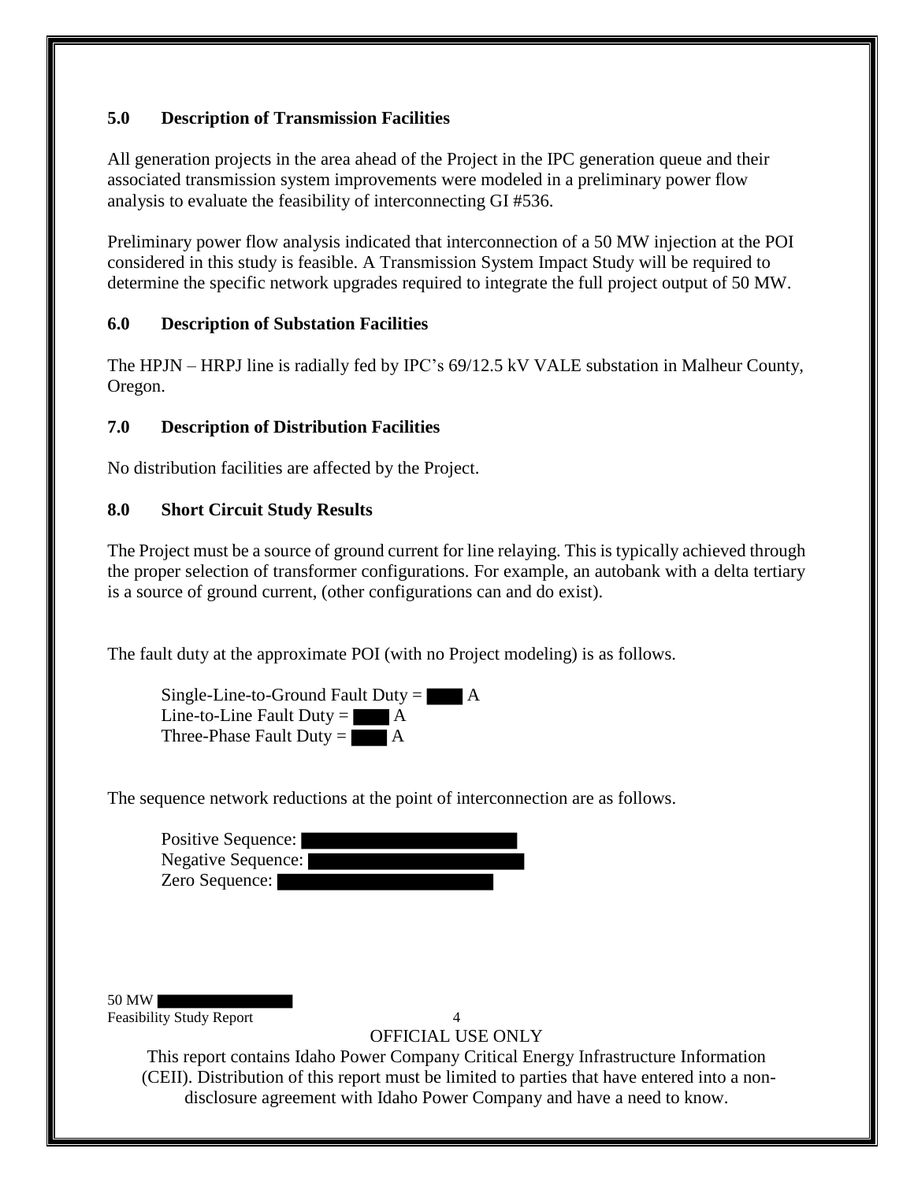### 5.0 Description of Transmission Facilities

All generation projects in the area ahead of the Project in the IPC generation queue and their associated transmission system improvements were modeled in a preliminary power flow analysis to evaluate the feasibility of interconnecting GI #536.

Preliminary power flow analysis indicated that interconnection of a 50 MW injection at the POI considered in this study is feasible. A Transmission System Impact Study will be required to determine the specific network upgrades required to integrate the full project output of 50 MW.

### 6.0 Description of Substation Facilities

The HPJN – HRPJ line is radially fed by IPC's 69/12.5 kV VALE substation in Malheur County, Oregon.

### 7.0 Description of Distribution Facilities

No distribution facilities are affected by the Project.

### 8.0 Short Circuit Study Results

The Project must be a source of ground current for line relaying. This is typically achieved through the proper selection of transformer configurations. For example, an autobank with a delta tertiary is a source of ground current, (other configurations can and do exist).

The fault duty at the approximate POI (with no Project modeling) is as follows.

Single-Line-to-Ground Fault Duty = [REDACTED] A
Line-to-Line Fault Duty = [REDACTED] A
Three-Phase Fault Duty = [REDACTED] A

The sequence network reductions at the point of interconnection are as follows.

Positive Sequence: [REDACTED]
Negative Sequence: [REDACTED]
Zero Sequence: [REDACTED]

OFFICIAL USE ONLY

This report contains Idaho Power Company Critical Energy Infrastructure Information (CEII). Distribution of this report must be limited to parties that have entered into a non-disclosure agreement with Idaho Power Company and have a need to know.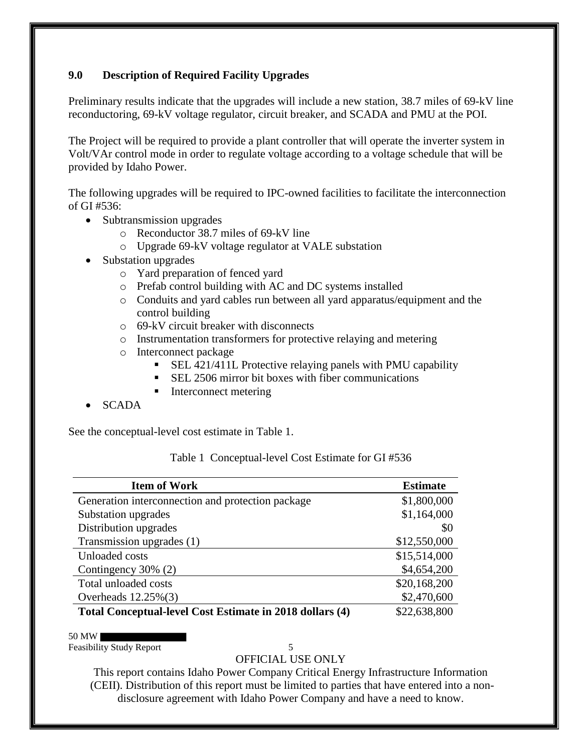## 9.0 Description of Required Facility Upgrades

Preliminary results indicate that the upgrades will include a new station, 38.7 miles of 69-kV line reconductoring, 69-kV voltage regulator, circuit breaker, and SCADA and PMU at the POI.

The Project will be required to provide a plant controller that will operate the inverter system in Volt/VAr control mode in order to regulate voltage according to a voltage schedule that will be provided by Idaho Power.

The following upgrades will be required to IPC-owned facilities to facilitate the interconnection of GI #536:

- Subtransmission upgrades
  - Reconductor 38.7 miles of 69-kV line
  - Upgrade 69-kV voltage regulator at VALE substation
- Substation upgrades
  - Yard preparation of fenced yard
  - Prefab control building with AC and DC systems installed
  - Conduits and yard cables run between all yard apparatus/equipment and the control building
  - 69-kV circuit breaker with disconnects
  - Instrumentation transformers for protective relaying and metering
  - Interconnect package
    - SEL 421/411L Protective relaying panels with PMU capability
    - SEL 2506 mirror bit boxes with fiber communications
    - Interconnect metering
- SCADA

See the conceptual-level cost estimate in Table 1.

Table 1 Conceptual-level Cost Estimate for GI #536

| Item of Work | Estimate |
|---|---:|
| Generation interconnection and protection package | \$1,800,000 |
| Substation upgrades | \$1,164,000 |
| Distribution upgrades | \$0 |
| Transmission upgrades (1) | \$12,550,000 |
| Unloaded costs | \$15,514,000 |
| Contingency 30% (2) | \$4,654,200 |
| Total unloaded costs | \$20,168,200 |
| Overheads 12.25%(3) | \$2,470,600 |
| **Total Conceptual-level Cost Estimate in 2018 dollars (4)** | \$22,638,800 |

OFFICIAL USE ONLY

This report contains Idaho Power Company Critical Energy Infrastructure Information (CEII). Distribution of this report must be limited to parties that have entered into a non-disclosure agreement with Idaho Power Company and have a need to know.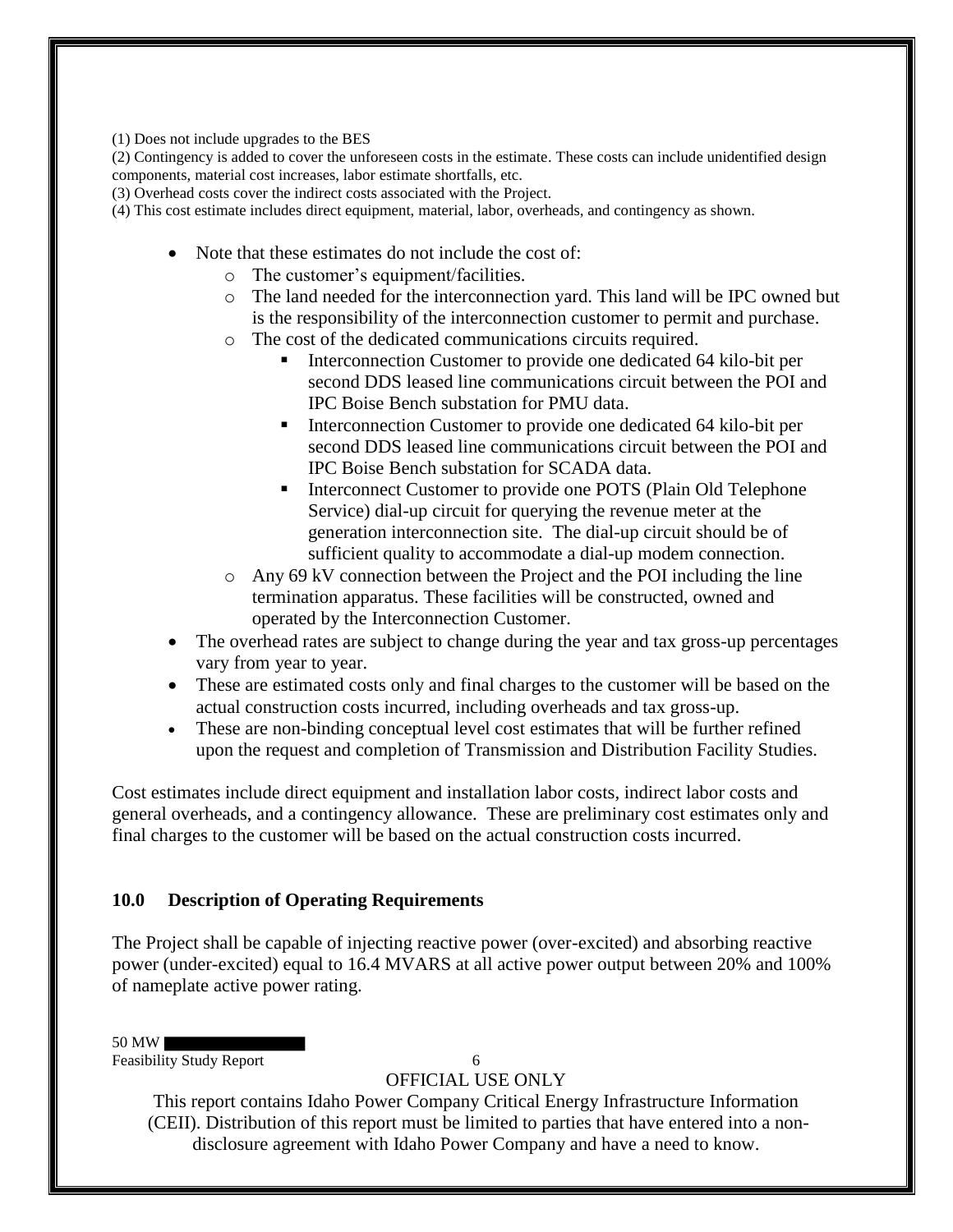(1) Does not include upgrades to the BES

(2) Contingency is added to cover the unforeseen costs in the estimate. These costs can include unidentified design components, material cost increases, labor estimate shortfalls, etc.

(3) Overhead costs cover the indirect costs associated with the Project.

(4) This cost estimate includes direct equipment, material, labor, overheads, and contingency as shown.

- Note that these estimates do not include the cost of:
  - The customer's equipment/facilities.
  - The land needed for the interconnection yard. This land will be IPC owned but is the responsibility of the interconnection customer to permit and purchase.
  - The cost of the dedicated communications circuits required.
    - Interconnection Customer to provide one dedicated 64 kilo-bit per second DDS leased line communications circuit between the POI and IPC Boise Bench substation for PMU data.
    - Interconnection Customer to provide one dedicated 64 kilo-bit per second DDS leased line communications circuit between the POI and IPC Boise Bench substation for SCADA data.
    - Interconnect Customer to provide one POTS (Plain Old Telephone Service) dial-up circuit for querying the revenue meter at the generation interconnection site. The dial-up circuit should be of sufficient quality to accommodate a dial-up modem connection.
  - Any 69 kV connection between the Project and the POI including the line termination apparatus. These facilities will be constructed, owned and operated by the Interconnection Customer.
- The overhead rates are subject to change during the year and tax gross-up percentages vary from year to year.
- These are estimated costs only and final charges to the customer will be based on the actual construction costs incurred, including overheads and tax gross-up.
- These are non-binding conceptual level cost estimates that will be further refined upon the request and completion of Transmission and Distribution Facility Studies.

Cost estimates include direct equipment and installation labor costs, indirect labor costs and general overheads, and a contingency allowance. These are preliminary cost estimates only and final charges to the customer will be based on the actual construction costs incurred.

## 10.0 Description of Operating Requirements

The Project shall be capable of injecting reactive power (over-excited) and absorbing reactive power (under-excited) equal to 16.4 MVARS at all active power output between 20% and 100% of nameplate active power rating.

OFFICIAL USE ONLY

This report contains Idaho Power Company Critical Energy Infrastructure Information (CEII). Distribution of this report must be limited to parties that have entered into a non-disclosure agreement with Idaho Power Company and have a need to know.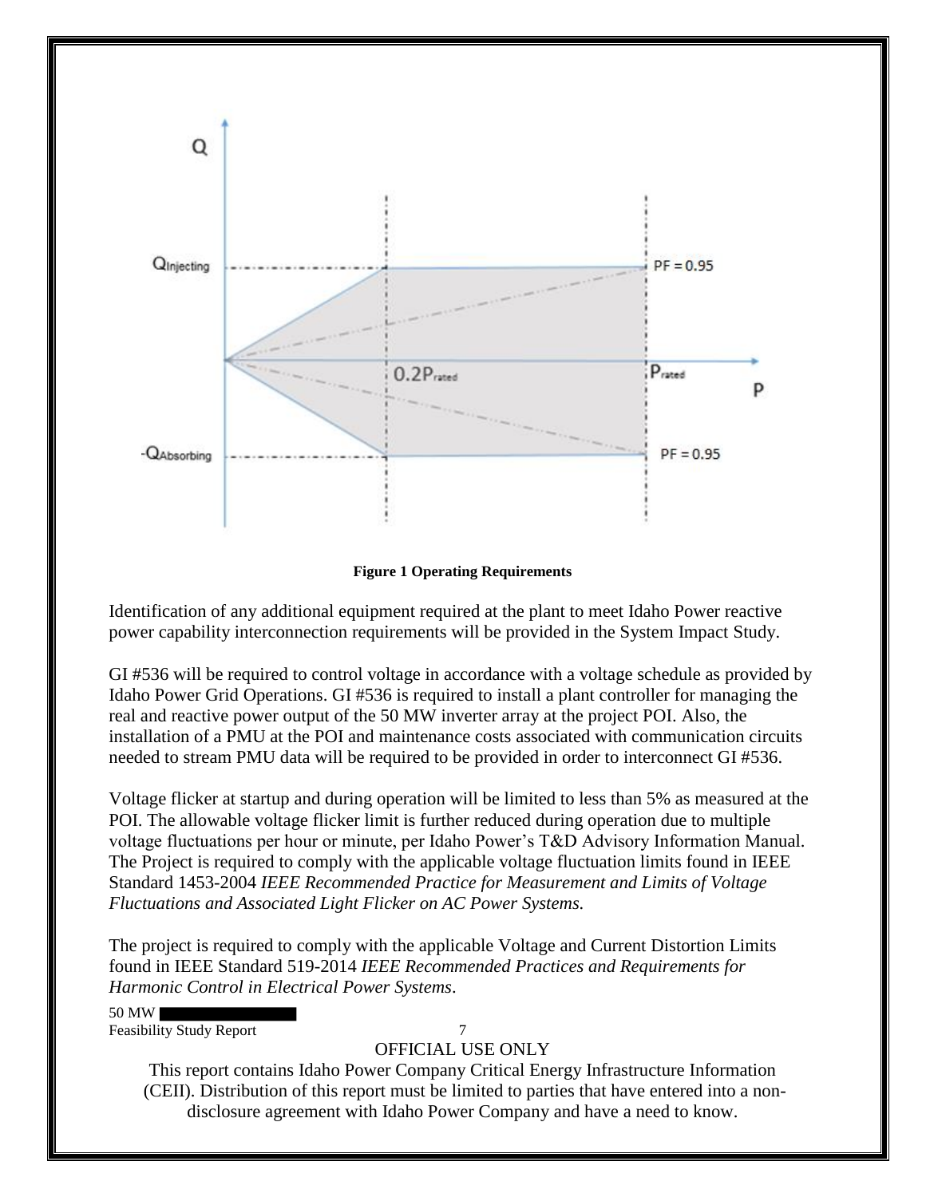**Figure 1 Operating Requirements**

Identification of any additional equipment required at the plant to meet Idaho Power reactive power capability interconnection requirements will be provided in the System Impact Study.

GI #536 will be required to control voltage in accordance with a voltage schedule as provided by Idaho Power Grid Operations. GI #536 is required to install a plant controller for managing the real and reactive power output of the 50 MW inverter array at the project POI. Also, the installation of a PMU at the POI and maintenance costs associated with communication circuits needed to stream PMU data will be required to be provided in order to interconnect GI #536.

Voltage flicker at startup and during operation will be limited to less than 5% as measured at the POI. The allowable voltage flicker limit is further reduced during operation due to multiple voltage fluctuations per hour or minute, per Idaho Power's T&D Advisory Information Manual. The Project is required to comply with the applicable voltage fluctuation limits found in IEEE Standard 1453-2004 *IEEE Recommended Practice for Measurement and Limits of Voltage Fluctuations and Associated Light Flicker on AC Power Systems.*

The project is required to comply with the applicable Voltage and Current Distortion Limits found in IEEE Standard 519-2014 *IEEE Recommended Practices and Requirements for Harmonic Control in Electrical Power Systems*.

OFFICIAL USE ONLY

This report contains Idaho Power Company Critical Energy Infrastructure Information (CEII). Distribution of this report must be limited to parties that have entered into a non-disclosure agreement with Idaho Power Company and have a need to know.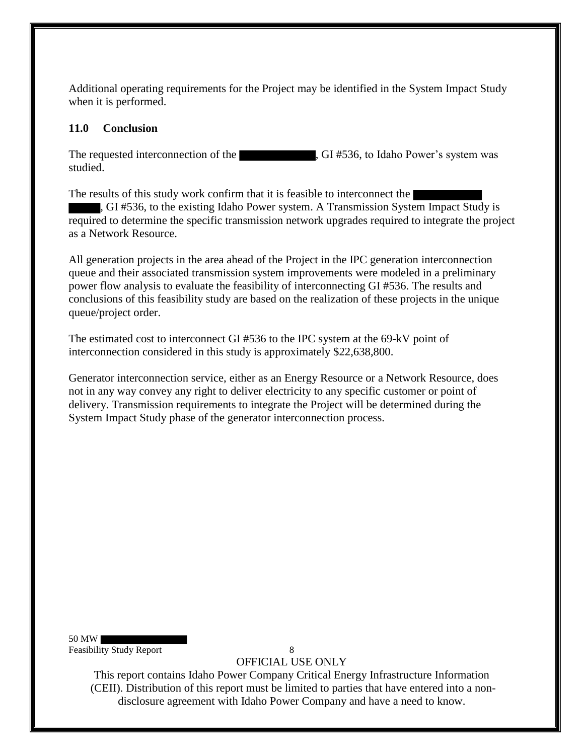Additional operating requirements for the Project may be identified in the System Impact Study when it is performed.

## 11.0 Conclusion

The requested interconnection of the ██████████, GI #536, to Idaho Power's system was studied.

The results of this study work confirm that it is feasible to interconnect the ██████████ █████, GI #536, to the existing Idaho Power system. A Transmission System Impact Study is required to determine the specific transmission network upgrades required to integrate the project as a Network Resource.

All generation projects in the area ahead of the Project in the IPC generation interconnection queue and their associated transmission system improvements were modeled in a preliminary power flow analysis to evaluate the feasibility of interconnecting GI #536. The results and conclusions of this feasibility study are based on the realization of these projects in the unique queue/project order.

The estimated cost to interconnect GI #536 to the IPC system at the 69-kV point of interconnection considered in this study is approximately $22,638,800.

Generator interconnection service, either as an Energy Resource or a Network Resource, does not in any way convey any right to deliver electricity to any specific customer or point of delivery. Transmission requirements to integrate the Project will be determined during the System Impact Study phase of the generator interconnection process.

OFFICIAL USE ONLY

This report contains Idaho Power Company Critical Energy Infrastructure Information (CEII). Distribution of this report must be limited to parties that have entered into a non-disclosure agreement with Idaho Power Company and have a need to know.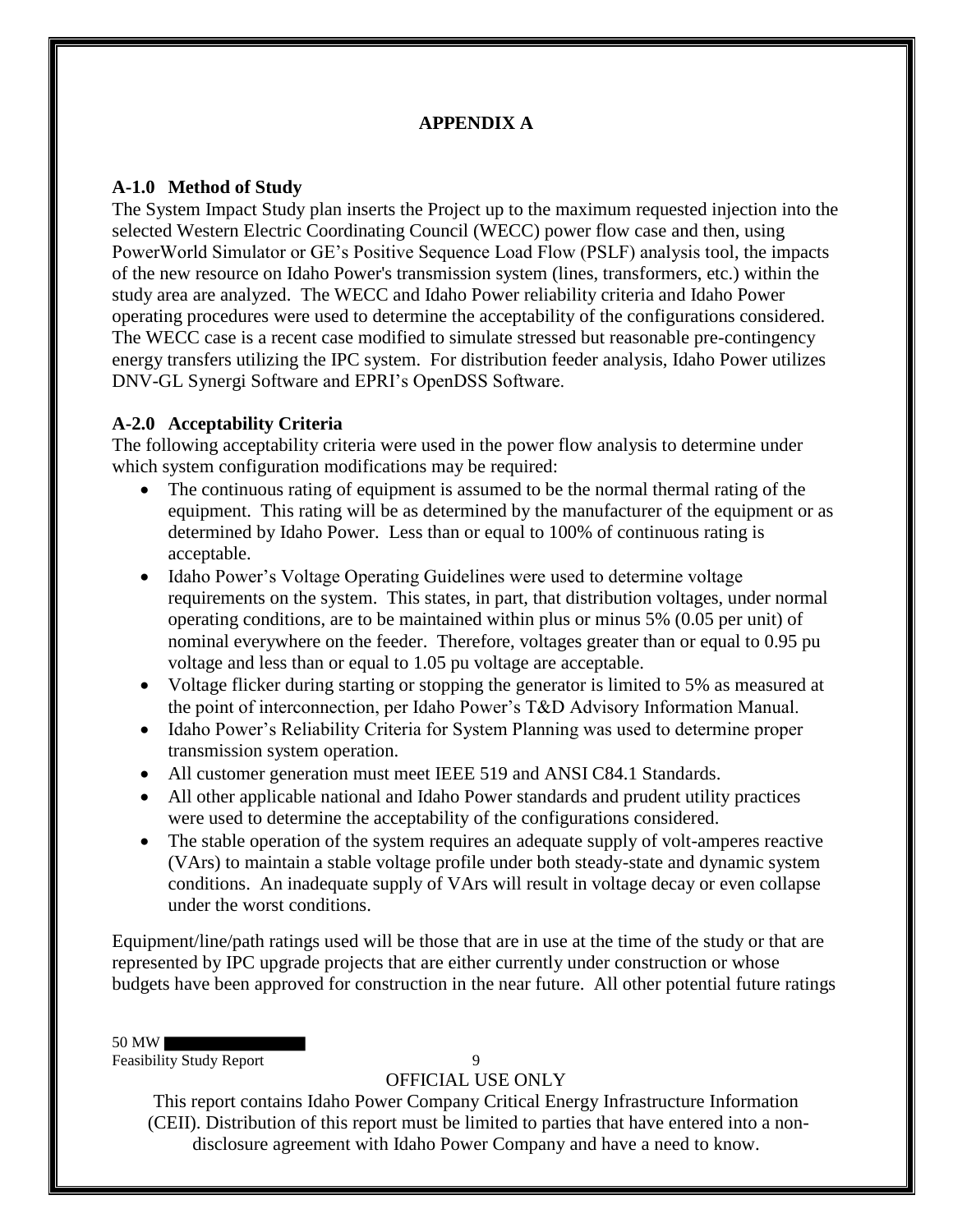# APPENDIX A

## A-1.0 Method of Study

The System Impact Study plan inserts the Project up to the maximum requested injection into the selected Western Electric Coordinating Council (WECC) power flow case and then, using PowerWorld Simulator or GE's Positive Sequence Load Flow (PSLF) analysis tool, the impacts of the new resource on Idaho Power's transmission system (lines, transformers, etc.) within the study area are analyzed. The WECC and Idaho Power reliability criteria and Idaho Power operating procedures were used to determine the acceptability of the configurations considered. The WECC case is a recent case modified to simulate stressed but reasonable pre-contingency energy transfers utilizing the IPC system. For distribution feeder analysis, Idaho Power utilizes DNV-GL Synergi Software and EPRI's OpenDSS Software.

## A-2.0 Acceptability Criteria

The following acceptability criteria were used in the power flow analysis to determine under which system configuration modifications may be required:

- The continuous rating of equipment is assumed to be the normal thermal rating of the equipment. This rating will be as determined by the manufacturer of the equipment or as determined by Idaho Power. Less than or equal to 100% of continuous rating is acceptable.
- Idaho Power's Voltage Operating Guidelines were used to determine voltage requirements on the system. This states, in part, that distribution voltages, under normal operating conditions, are to be maintained within plus or minus 5% (0.05 per unit) of nominal everywhere on the feeder. Therefore, voltages greater than or equal to 0.95 pu voltage and less than or equal to 1.05 pu voltage are acceptable.
- Voltage flicker during starting or stopping the generator is limited to 5% as measured at the point of interconnection, per Idaho Power's T&D Advisory Information Manual.
- Idaho Power's Reliability Criteria for System Planning was used to determine proper transmission system operation.
- All customer generation must meet IEEE 519 and ANSI C84.1 Standards.
- All other applicable national and Idaho Power standards and prudent utility practices were used to determine the acceptability of the configurations considered.
- The stable operation of the system requires an adequate supply of volt-amperes reactive (VArs) to maintain a stable voltage profile under both steady-state and dynamic system conditions. An inadequate supply of VArs will result in voltage decay or even collapse under the worst conditions.

Equipment/line/path ratings used will be those that are in use at the time of the study or that are represented by IPC upgrade projects that are either currently under construction or whose budgets have been approved for construction in the near future. All other potential future ratings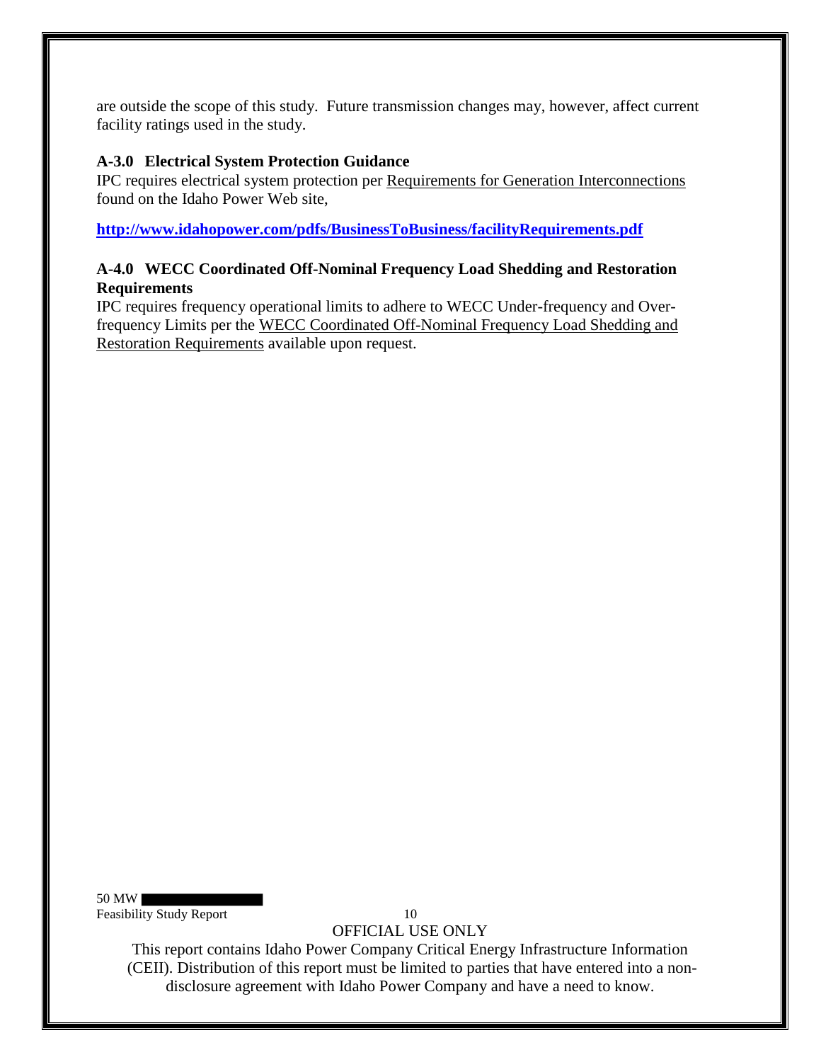are outside the scope of this study. Future transmission changes may, however, affect current facility ratings used in the study.

### A-3.0 Electrical System Protection Guidance

IPC requires electrical system protection per Requirements for Generation Interconnections found on the Idaho Power Web site,

**http://www.idahopower.com/pdfs/BusinessToBusiness/facilityRequirements.pdf**

### A-4.0 WECC Coordinated Off-Nominal Frequency Load Shedding and Restoration Requirements

IPC requires frequency operational limits to adhere to WECC Under-frequency and Over-frequency Limits per the WECC Coordinated Off-Nominal Frequency Load Shedding and Restoration Requirements available upon request.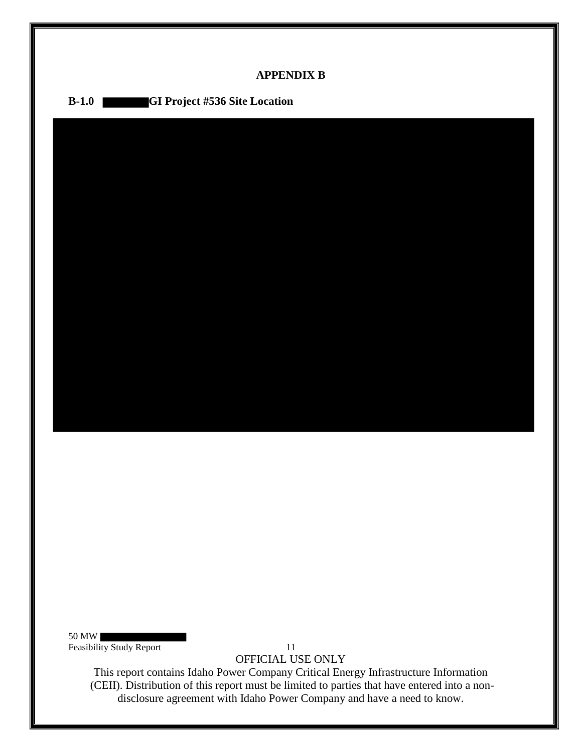**APPENDIX B**

**B-1.0 GI Project #536 Site Location**

OFFICIAL USE ONLY

This report contains Idaho Power Company Critical Energy Infrastructure Information (CEII). Distribution of this report must be limited to parties that have entered into a non-disclosure agreement with Idaho Power Company and have a need to know.